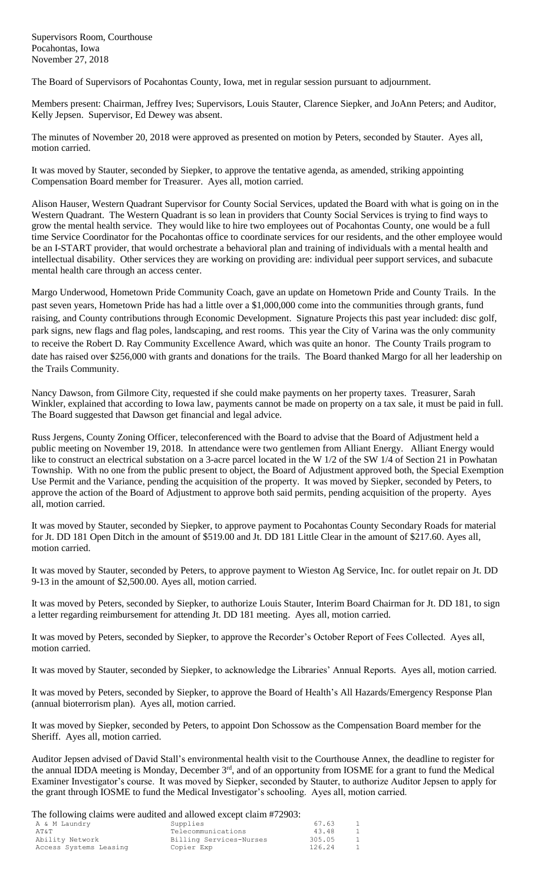Supervisors Room, Courthouse
Pocahontas, Iowa
November 27, 2018

The Board of Supervisors of Pocahontas County, Iowa, met in regular session pursuant to adjournment.

Members present: Chairman, Jeffrey Ives; Supervisors, Louis Stauter, Clarence Siepker, and JoAnn Peters; and Auditor, Kelly Jepsen. Supervisor, Ed Dewey was absent.

The minutes of November 20, 2018 were approved as presented on motion by Peters, seconded by Stauter. Ayes all, motion carried.

It was moved by Stauter, seconded by Siepker, to approve the tentative agenda, as amended, striking appointing Compensation Board member for Treasurer. Ayes all, motion carried.

Alison Hauser, Western Quadrant Supervisor for County Social Services, updated the Board with what is going on in the Western Quadrant. The Western Quadrant is so lean in providers that County Social Services is trying to find ways to grow the mental health service. They would like to hire two employees out of Pocahontas County, one would be a full time Service Coordinator for the Pocahontas office to coordinate services for our residents, and the other employee would be an I-START provider, that would orchestrate a behavioral plan and training of individuals with a mental health and intellectual disability. Other services they are working on providing are: individual peer support services, and subacute mental health care through an access center.

Margo Underwood, Hometown Pride Community Coach, gave an update on Hometown Pride and County Trails. In the past seven years, Hometown Pride has had a little over a $1,000,000 come into the communities through grants, fund raising, and County contributions through Economic Development. Signature Projects this past year included: disc golf, park signs, new flags and flag poles, landscaping, and rest rooms. This year the City of Varina was the only community to receive the Robert D. Ray Community Excellence Award, which was quite an honor. The County Trails program to date has raised over $256,000 with grants and donations for the trails. The Board thanked Margo for all her leadership on the Trails Community.

Nancy Dawson, from Gilmore City, requested if she could make payments on her property taxes. Treasurer, Sarah Winkler, explained that according to Iowa law, payments cannot be made on property on a tax sale, it must be paid in full. The Board suggested that Dawson get financial and legal advice.

Russ Jergens, County Zoning Officer, teleconferenced with the Board to advise that the Board of Adjustment held a public meeting on November 19, 2018. In attendance were two gentlemen from Alliant Energy. Alliant Energy would like to construct an electrical substation on a 3-acre parcel located in the W 1/2 of the SW 1/4 of Section 21 in Powhatan Township. With no one from the public present to object, the Board of Adjustment approved both, the Special Exemption Use Permit and the Variance, pending the acquisition of the property. It was moved by Siepker, seconded by Peters, to approve the action of the Board of Adjustment to approve both said permits, pending acquisition of the property. Ayes all, motion carried.

It was moved by Stauter, seconded by Siepker, to approve payment to Pocahontas County Secondary Roads for material for Jt. DD 181 Open Ditch in the amount of $519.00 and Jt. DD 181 Little Clear in the amount of $217.60. Ayes all, motion carried.

It was moved by Stauter, seconded by Peters, to approve payment to Wieston Ag Service, Inc. for outlet repair on Jt. DD 9-13 in the amount of $2,500.00. Ayes all, motion carried.

It was moved by Peters, seconded by Siepker, to authorize Louis Stauter, Interim Board Chairman for Jt. DD 181, to sign a letter regarding reimbursement for attending Jt. DD 181 meeting. Ayes all, motion carried.

It was moved by Peters, seconded by Siepker, to approve the Recorder's October Report of Fees Collected. Ayes all, motion carried.

It was moved by Stauter, seconded by Siepker, to acknowledge the Libraries' Annual Reports. Ayes all, motion carried.

It was moved by Peters, seconded by Siepker, to approve the Board of Health's All Hazards/Emergency Response Plan (annual bioterrorism plan). Ayes all, motion carried.

It was moved by Siepker, seconded by Peters, to appoint Don Schossow as the Compensation Board member for the Sheriff. Ayes all, motion carried.

Auditor Jepsen advised of David Stall's environmental health visit to the Courthouse Annex, the deadline to register for the annual IDDA meeting is Monday, December 3rd, and of an opportunity from IOSME for a grant to fund the Medical Examiner Investigator's course. It was moved by Siepker, seconded by Stauter, to authorize Auditor Jepsen to apply for the grant through IOSME to fund the Medical Investigator's schooling. Ayes all, motion carried.

The following claims were audited and allowed except claim #72903:

| | | | |
|---|---|---|---|
| A & M Laundry | Supplies | 67.63 | 1 |
| AT&T | Telecommunications | 43.48 | 1 |
| Ability Network | Billing Services-Nurses | 305.05 | 1 |
| Access Systems Leasing | Copier Exp | 126.24 | 1 |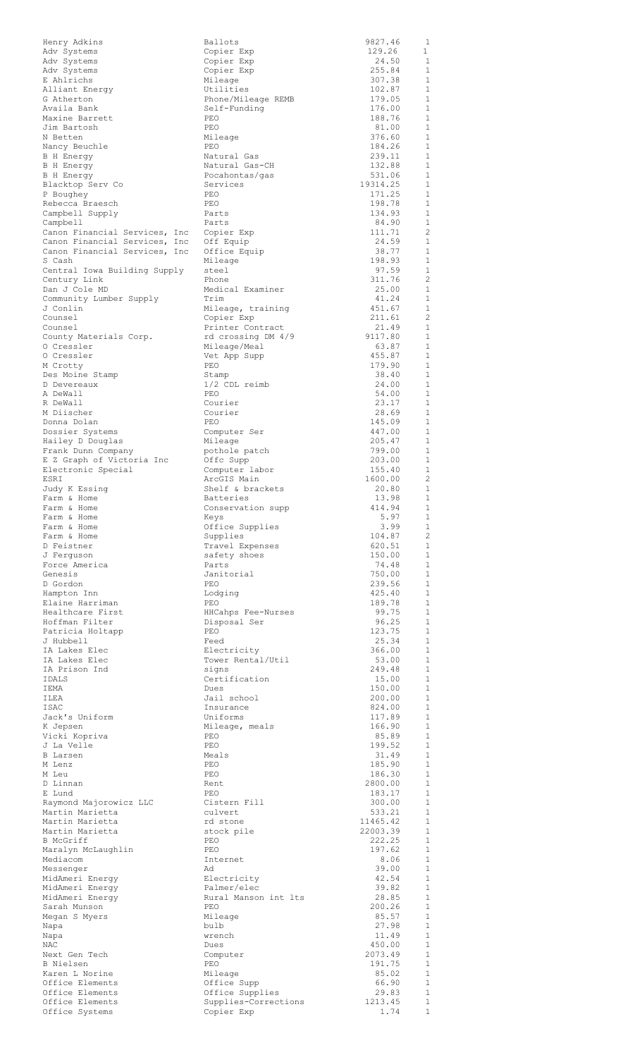| | | | |
|---|---|---|---|
| Henry Adkins | Ballots | 9827.46 | 1 |
| Adv Systems | Copier Exp | 129.26 | 1 |
| Adv Systems | Copier Exp | 24.50 | 1 |
| Adv Systems | Copier Exp | 255.84 | 1 |
| E Ahlrichs | Mileage | 307.38 | 1 |
| Alliant Energy | Utilities | 102.87 | 1 |
| G Atherton | Phone/Mileage REMB | 179.05 | 1 |
| Availa Bank | Self-Funding | 176.00 | 1 |
| Maxine Barrett | PEO | 188.76 | 1 |
| Jim Bartosh | PEO | 81.00 | 1 |
| N Betten | Mileage | 376.60 | 1 |
| Nancy Beuchle | PEO | 184.26 | 1 |
| B H Energy | Natural Gas | 239.11 | 1 |
| B H Energy | Natural Gas-CH | 132.88 | 1 |
| B H Energy | Pocahontas/gas | 531.06 | 1 |
| Blacktop Serv Co | Services | 19314.25 | 1 |
| P Boughey | PEO | 171.25 | 1 |
| Rebecca Braesch | PEO | 198.78 | 1 |
| Campbell Supply | Parts | 134.93 | 1 |
| Campbell | Parts | 84.90 | 1 |
| Canon Financial Services, Inc | Copier Exp | 111.71 | 2 |
| Canon Financial Services, Inc | Off Equip | 24.59 | 1 |
| Canon Financial Services, Inc | Office Equip | 38.77 | 1 |
| S Cash | Mileage | 198.93 | 1 |
| Central Iowa Building Supply | steel | 97.59 | 1 |
| Century Link | Phone | 311.76 | 2 |
| Dan J Cole MD | Medical Examiner | 25.00 | 1 |
| Community Lumber Supply | Trim | 41.24 | 1 |
| J Conlin | Mileage, training | 451.67 | 1 |
| Counsel | Copier Exp | 211.61 | 2 |
| Counsel | Printer Contract | 21.49 | 1 |
| County Materials Corp. | rd crossing DM 4/9 | 9117.80 | 1 |
| O Cressler | Mileage/Meal | 63.87 | 1 |
| O Cressler | Vet App Supp | 455.87 | 1 |
| M Crotty | PEO | 179.90 | 1 |
| Des Moine Stamp | Stamp | 38.40 | 1 |
| D Devereaux | 1/2 CDL reimb | 24.00 | 1 |
| A DeWall | PEO | 54.00 | 1 |
| R DeWall | Courier | 23.17 | 1 |
| M Diischer | Courier | 28.69 | 1 |
| Donna Dolan | PEO | 145.09 | 1 |
| Dossier Systems | Computer Ser | 447.00 | 1 |
| Hailey D Douglas | Mileage | 205.47 | 1 |
| Frank Dunn Company | pothole patch | 799.00 | 1 |
| E Z Graph of Victoria Inc | Offc Supp | 203.00 | 1 |
| Electronic Special | Computer labor | 155.40 | 1 |
| ESRI | ArcGIS Main | 1600.00 | 2 |
| Judy K Essing | Shelf & brackets | 20.80 | 1 |
| Farm & Home | Batteries | 13.98 | 1 |
| Farm & Home | Conservation supp | 414.94 | 1 |
| Farm & Home | Keys | 5.97 | 1 |
| Farm & Home | Office Supplies | 3.99 | 1 |
| Farm & Home | Supplies | 104.87 | 2 |
| D Feistner | Travel Expenses | 620.51 | 1 |
| J Ferguson | safety shoes | 150.00 | 1 |
| Force America | Parts | 74.48 | 1 |
| Genesis | Janitorial | 750.00 | 1 |
| D Gordon | PEO | 239.56 | 1 |
| Hampton Inn | Lodging | 425.40 | 1 |
| Elaine Harriman | PEO | 189.78 | 1 |
| Healthcare First | HHCahps Fee-Nurses | 99.75 | 1 |
| Hoffman Filter | Disposal Ser | 96.25 | 1 |
| Patricia Holtapp | PEO | 123.75 | 1 |
| J Hubbell | Feed | 25.34 | 1 |
| IA Lakes Elec | Electricity | 366.00 | 1 |
| IA Lakes Elec | Tower Rental/Util | 53.00 | 1 |
| IA Prison Ind | signs | 249.48 | 1 |
| IDALS | Certification | 15.00 | 1 |
| IEMA | Dues | 150.00 | 1 |
| ILEA | Jail school | 200.00 | 1 |
| ISAC | Insurance | 824.00 | 1 |
| Jack's Uniform | Uniforms | 117.89 | 1 |
| K Jepsen | Mileage, meals | 166.90 | 1 |
| Vicki Kopriva | PEO | 85.89 | 1 |
| J La Velle | PEO | 199.52 | 1 |
| B Larsen | Meals | 31.49 | 1 |
| M Lenz | PEO | 185.90 | 1 |
| M Leu | PEO | 186.30 | 1 |
| D Linnan | Rent | 2800.00 | 1 |
| E Lund | PEO | 183.17 | 1 |
| Raymond Majorowicz LLC | Cistern Fill | 300.00 | 1 |
| Martin Marietta | culvert | 533.21 | 1 |
| Martin Marietta | rd stone | 11465.42 | 1 |
| Martin Marietta | stock pile | 22003.39 | 1 |
| B McGriff | PEO | 222.25 | 1 |
| Maralyn McLaughlin | PEO | 197.62 | 1 |
| Mediacom | Internet | 8.06 | 1 |
| Messenger | Ad | 39.00 | 1 |
| MidAmeri Energy | Electricity | 42.54 | 1 |
| MidAmeri Energy | Palmer/elec | 39.82 | 1 |
| MidAmeri Energy | Rural Manson int lts | 28.85 | 1 |
| Sarah Munson | PEO | 200.26 | 1 |
| Megan S Myers | Mileage | 85.57 | 1 |
| Napa | bulb | 27.98 | 1 |
| Napa | wrench | 11.49 | 1 |
| NAC | Dues | 450.00 | 1 |
| Next Gen Tech | Computer | 2073.49 | 1 |
| B Nielsen | PEO | 191.75 | 1 |
| Karen L Norine | Mileage | 85.02 | 1 |
| Office Elements | Office Supp | 66.90 | 1 |
| Office Elements | Office Supplies | 29.83 | 1 |
| Office Elements | Supplies-Corrections | 1213.45 | 1 |
| Office Systems | Copier Exp | 1.74 | 1 |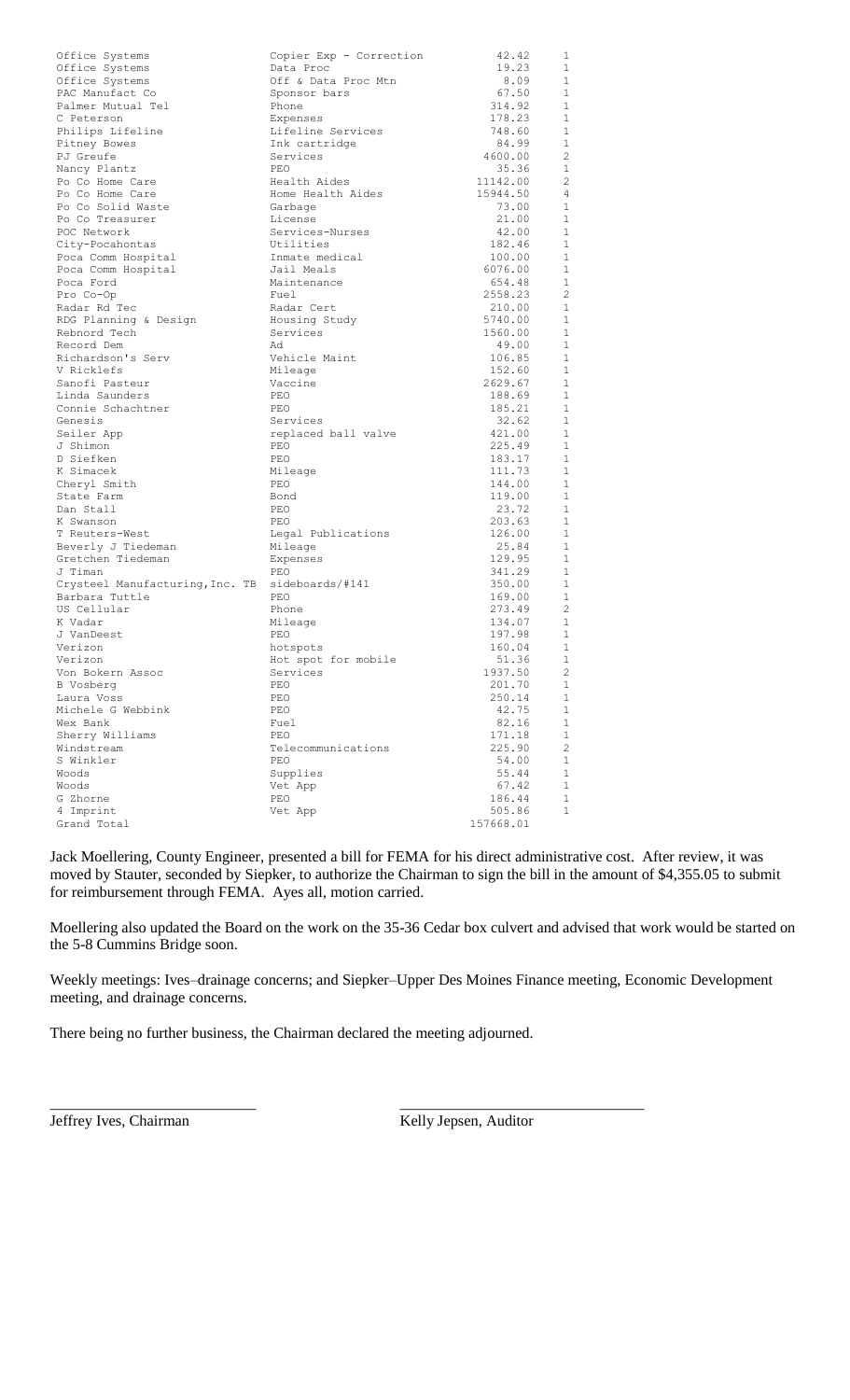| | | | |
|---|---|---|---|
| Office Systems | Copier Exp - Correction | 42.42 | 1 |
| Office Systems | Data Proc | 19.23 | 1 |
| Office Systems | Off & Data Proc Mtn | 8.09 | 1 |
| PAC Manufact Co | Sponsor bars | 67.50 | 1 |
| Palmer Mutual Tel | Phone | 314.92 | 1 |
| C Peterson | Expenses | 178.23 | 1 |
| Philips Lifeline | Lifeline Services | 748.60 | 1 |
| Pitney Bowes | Ink cartridge | 84.99 | 1 |
| PJ Greufe | Services | 4600.00 | 2 |
| Nancy Plantz | PEO | 35.36 | 1 |
| Po Co Home Care | Health Aides | 11142.00 | 2 |
| Po Co Home Care | Home Health Aides | 15944.50 | 4 |
| Po Co Solid Waste | Garbage | 73.00 | 1 |
| Po Co Treasurer | License | 21.00 | 1 |
| POC Network | Services-Nurses | 42.00 | 1 |
| City-Pocahontas | Utilities | 182.46 | 1 |
| Poca Comm Hospital | Inmate medical | 100.00 | 1 |
| Poca Comm Hospital | Jail Meals | 6076.00 | 1 |
| Poca Ford | Maintenance | 654.48 | 1 |
| Pro Co-Op | Fuel | 2558.23 | 2 |
| Radar Rd Tec | Radar Cert | 210.00 | 1 |
| RDG Planning & Design | Housing Study | 5740.00 | 1 |
| Rebnord Tech | Services | 1560.00 | 1 |
| Record Dem | Ad | 49.00 | 1 |
| Richardson's Serv | Vehicle Maint | 106.85 | 1 |
| V Ricklefs | Mileage | 152.60 | 1 |
| Sanofi Pasteur | Vaccine | 2629.67 | 1 |
| Linda Saunders | PEO | 188.69 | 1 |
| Connie Schachtner | PEO | 185.21 | 1 |
| Genesis | Services | 32.62 | 1 |
| Seiler App | replaced ball valve | 421.00 | 1 |
| J Shimon | PEO | 225.49 | 1 |
| D Siefken | PEO | 183.17 | 1 |
| K Simacek | Mileage | 111.73 | 1 |
| Cheryl Smith | PEO | 144.00 | 1 |
| State Farm | Bond | 119.00 | 1 |
| Dan Stall | PEO | 23.72 | 1 |
| K Swanson | PEO | 203.63 | 1 |
| T Reuters-West | Legal Publications | 126.00 | 1 |
| Beverly J Tiedeman | Mileage | 25.84 | 1 |
| Gretchen Tiedeman | Expenses | 129.95 | 1 |
| J Timan | PEO | 341.29 | 1 |
| Crysteel Manufacturing,Inc. TB | sideboards/#141 | 350.00 | 1 |
| Barbara Tuttle | PEO | 169.00 | 1 |
| US Cellular | Phone | 273.49 | 2 |
| K Vadar | Mileage | 134.07 | 1 |
| J VanDeest | PEO | 197.98 | 1 |
| Verizon | hotspots | 160.04 | 1 |
| Verizon | Hot spot for mobile | 51.36 | 1 |
| Von Bokern Assoc | Services | 1937.50 | 2 |
| B Vosberg | PEO | 201.70 | 1 |
| Laura Voss | PEO | 250.14 | 1 |
| Michele G Webbink | PEO | 42.75 | 1 |
| Wex Bank | Fuel | 82.16 | 1 |
| Sherry Williams | PEO | 171.18 | 1 |
| Windstream | Telecommunications | 225.90 | 2 |
| S Winkler | PEO | 54.00 | 1 |
| Woods | Supplies | 55.44 | 1 |
| Woods | Vet App | 67.42 | 1 |
| G Zhorne | PEO | 186.44 | 1 |
| 4 Imprint | Vet App | 505.86 | 1 |
| Grand Total | | 157668.01 | |

Jack Moellering, County Engineer, presented a bill for FEMA for his direct administrative cost. After review, it was moved by Stauter, seconded by Siepker, to authorize the Chairman to sign the bill in the amount of $4,355.05 to submit for reimbursement through FEMA. Ayes all, motion carried.

Moellering also updated the Board on the work on the 35-36 Cedar box culvert and advised that work would be started on the 5-8 Cummins Bridge soon.

Weekly meetings: Ives–drainage concerns; and Siepker–Upper Des Moines Finance meeting, Economic Development meeting, and drainage concerns.

There being no further business, the Chairman declared the meeting adjourned.

\_\_\_\_\_\_\_\_\_\_\_\_\_\_\_\_\_\_\_\_\_\_\_\_\_\_\_ \_\_\_\_\_\_\_\_\_\_\_\_\_\_\_\_\_\_\_\_\_\_\_\_\_\_\_\_\_\_\_\_

Jeffrey Ives, Chairman Kelly Jepsen, Auditor